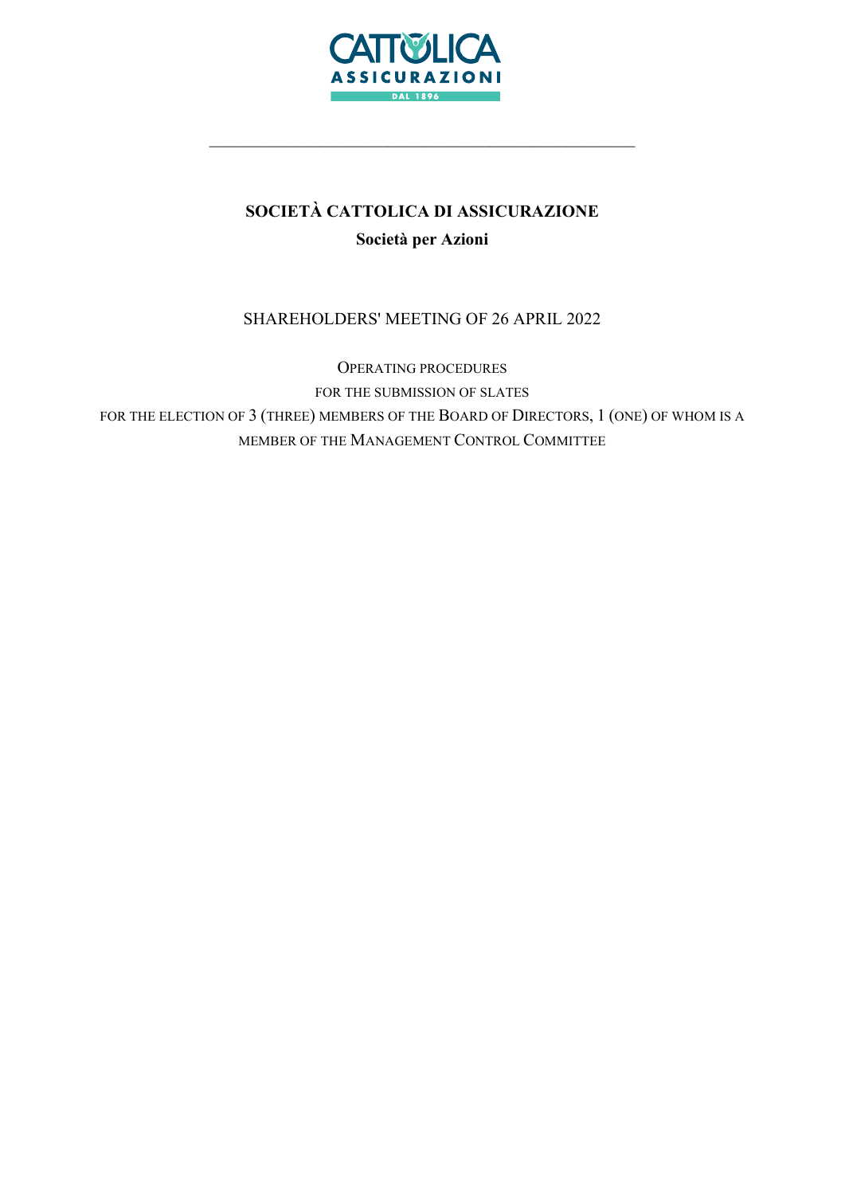# SOCIETÀ CATTOLICA DI ASSICURAZIONE

**Società per Azioni**

SHAREHOLDERS' MEETING OF 26 APRIL 2022

OPERATING PROCEDURES

FOR THE SUBMISSION OF SLATES

FOR THE ELECTION OF 3 (THREE) MEMBERS OF THE BOARD OF DIRECTORS, 1 (ONE) OF WHOM IS A MEMBER OF THE MANAGEMENT CONTROL COMMITTEE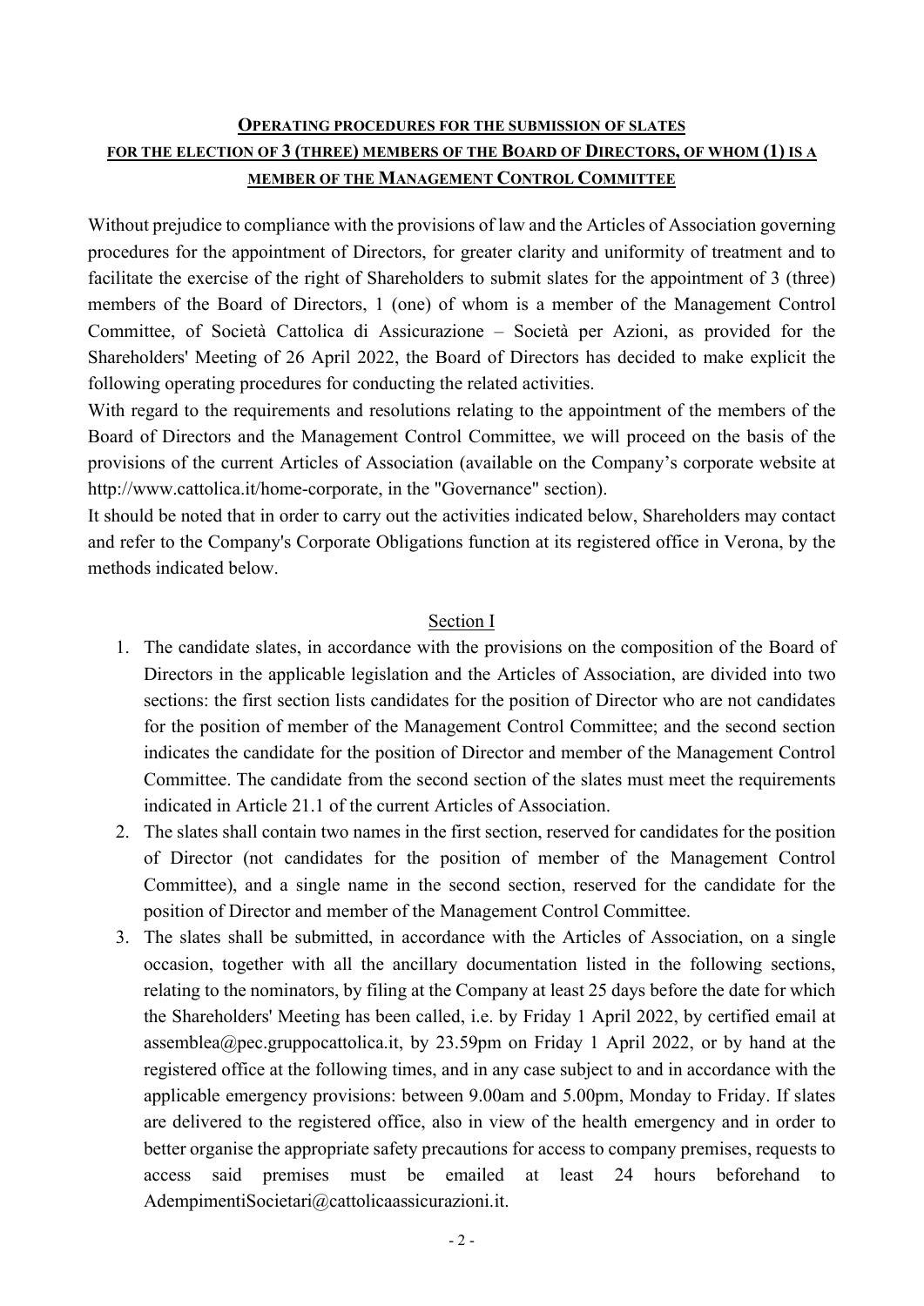## OPERATING PROCEDURES FOR THE SUBMISSION OF SLATES FOR THE ELECTION OF 3 (THREE) MEMBERS OF THE BOARD OF DIRECTORS, OF WHOM (1) IS A MEMBER OF THE MANAGEMENT CONTROL COMMITTEE

Without prejudice to compliance with the provisions of law and the Articles of Association governing procedures for the appointment of Directors, for greater clarity and uniformity of treatment and to facilitate the exercise of the right of Shareholders to submit slates for the appointment of 3 (three) members of the Board of Directors, 1 (one) of whom is a member of the Management Control Committee, of Società Cattolica di Assicurazione – Società per Azioni, as provided for the Shareholders' Meeting of 26 April 2022, the Board of Directors has decided to make explicit the following operating procedures for conducting the related activities.

With regard to the requirements and resolutions relating to the appointment of the members of the Board of Directors and the Management Control Committee, we will proceed on the basis of the provisions of the current Articles of Association (available on the Company's corporate website at http://www.cattolica.it/home-corporate, in the "Governance" section).

It should be noted that in order to carry out the activities indicated below, Shareholders may contact and refer to the Company's Corporate Obligations function at its registered office in Verona, by the methods indicated below.

### Section I

1. The candidate slates, in accordance with the provisions on the composition of the Board of Directors in the applicable legislation and the Articles of Association, are divided into two sections: the first section lists candidates for the position of Director who are not candidates for the position of member of the Management Control Committee; and the second section indicates the candidate for the position of Director and member of the Management Control Committee. The candidate from the second section of the slates must meet the requirements indicated in Article 21.1 of the current Articles of Association.
2. The slates shall contain two names in the first section, reserved for candidates for the position of Director (not candidates for the position of member of the Management Control Committee), and a single name in the second section, reserved for the candidate for the position of Director and member of the Management Control Committee.
3. The slates shall be submitted, in accordance with the Articles of Association, on a single occasion, together with all the ancillary documentation listed in the following sections, relating to the nominators, by filing at the Company at least 25 days before the date for which the Shareholders' Meeting has been called, i.e. by Friday 1 April 2022, by certified email at assemblea@pec.gruppocattolica.it, by 23.59pm on Friday 1 April 2022, or by hand at the registered office at the following times, and in any case subject to and in accordance with the applicable emergency provisions: between 9.00am and 5.00pm, Monday to Friday. If slates are delivered to the registered office, also in view of the health emergency and in order to better organise the appropriate safety precautions for access to company premises, requests to access said premises must be emailed at least 24 hours beforehand to AdempimentiSocietari@cattolicaassicurazioni.it.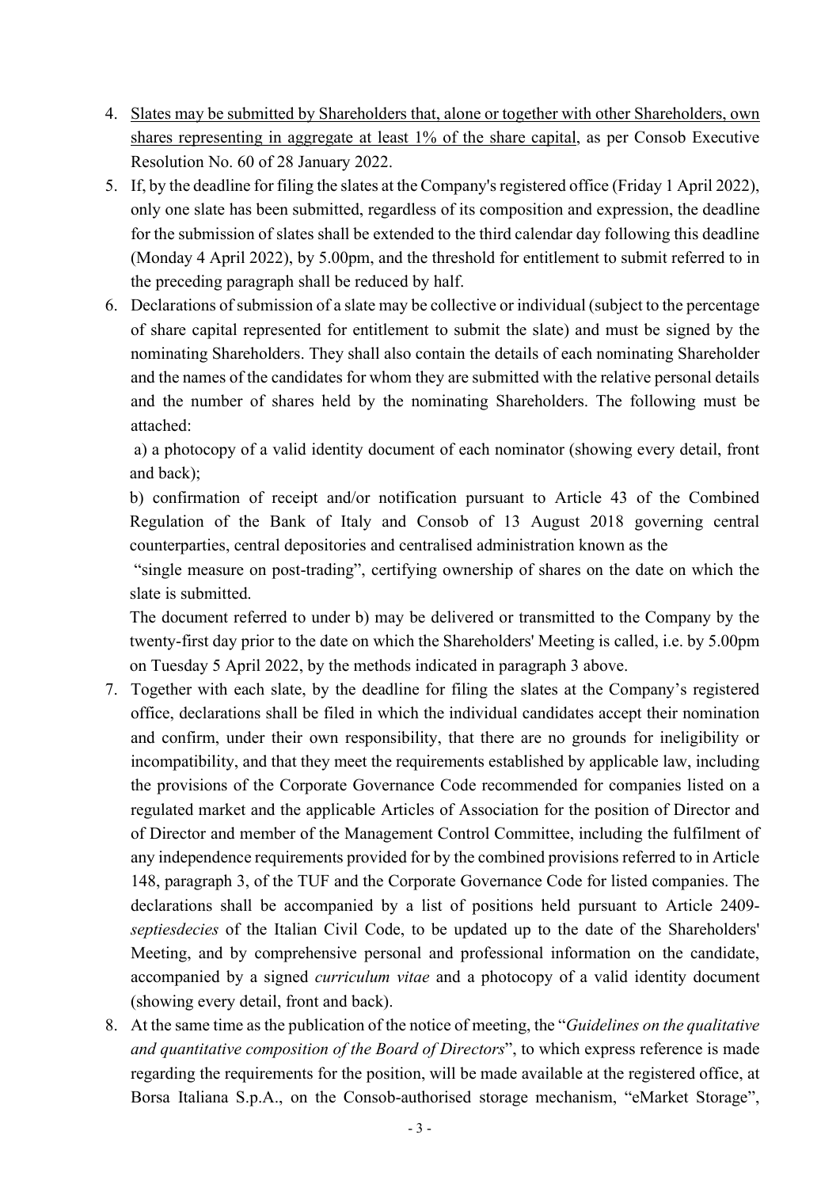4. Slates may be submitted by Shareholders that, alone or together with other Shareholders, own shares representing in aggregate at least 1% of the share capital, as per Consob Executive Resolution No. 60 of 28 January 2022.
5. If, by the deadline for filing the slates at the Company's registered office (Friday 1 April 2022), only one slate has been submitted, regardless of its composition and expression, the deadline for the submission of slates shall be extended to the third calendar day following this deadline (Monday 4 April 2022), by 5.00pm, and the threshold for entitlement to submit referred to in the preceding paragraph shall be reduced by half.
6. Declarations of submission of a slate may be collective or individual (subject to the percentage of share capital represented for entitlement to submit the slate) and must be signed by the nominating Shareholders. They shall also contain the details of each nominating Shareholder and the names of the candidates for whom they are submitted with the relative personal details and the number of shares held by the nominating Shareholders. The following must be attached:

   a) a photocopy of a valid identity document of each nominator (showing every detail, front and back);

   b) confirmation of receipt and/or notification pursuant to Article 43 of the Combined Regulation of the Bank of Italy and Consob of 13 August 2018 governing central counterparties, central depositories and centralised administration known as the "single measure on post-trading", certifying ownership of shares on the date on which the slate is submitted.

   The document referred to under b) may be delivered or transmitted to the Company by the twenty-first day prior to the date on which the Shareholders' Meeting is called, i.e. by 5.00pm on Tuesday 5 April 2022, by the methods indicated in paragraph 3 above.
7. Together with each slate, by the deadline for filing the slates at the Company's registered office, declarations shall be filed in which the individual candidates accept their nomination and confirm, under their own responsibility, that there are no grounds for ineligibility or incompatibility, and that they meet the requirements established by applicable law, including the provisions of the Corporate Governance Code recommended for companies listed on a regulated market and the applicable Articles of Association for the position of Director and of Director and member of the Management Control Committee, including the fulfilment of any independence requirements provided for by the combined provisions referred to in Article 148, paragraph 3, of the TUF and the Corporate Governance Code for listed companies. The declarations shall be accompanied by a list of positions held pursuant to Article 2409-*septiesdecies* of the Italian Civil Code, to be updated up to the date of the Shareholders' Meeting, and by comprehensive personal and professional information on the candidate, accompanied by a signed *curriculum vitae* and a photocopy of a valid identity document (showing every detail, front and back).
8. At the same time as the publication of the notice of meeting, the "*Guidelines on the qualitative and quantitative composition of the Board of Directors*", to which express reference is made regarding the requirements for the position, will be made available at the registered office, at Borsa Italiana S.p.A., on the Consob-authorised storage mechanism, "eMarket Storage",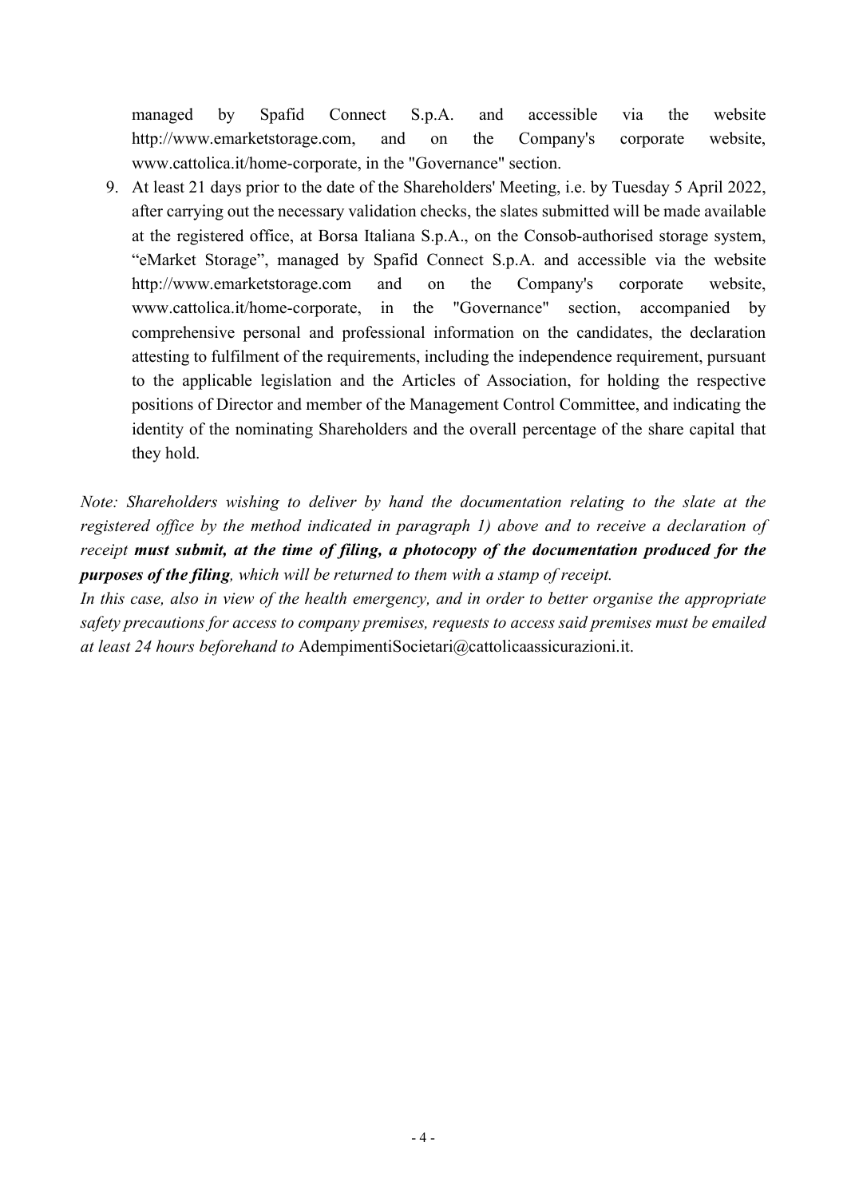managed by Spafid Connect S.p.A. and accessible via the website http://www.emarketstorage.com, and on the Company's corporate website, www.cattolica.it/home-corporate, in the "Governance" section.

9. At least 21 days prior to the date of the Shareholders' Meeting, i.e. by Tuesday 5 April 2022, after carrying out the necessary validation checks, the slates submitted will be made available at the registered office, at Borsa Italiana S.p.A., on the Consob-authorised storage system, "eMarket Storage", managed by Spafid Connect S.p.A. and accessible via the website http://www.emarketstorage.com and on the Company's corporate website, www.cattolica.it/home-corporate, in the "Governance" section, accompanied by comprehensive personal and professional information on the candidates, the declaration attesting to fulfilment of the requirements, including the independence requirement, pursuant to the applicable legislation and the Articles of Association, for holding the respective positions of Director and member of the Management Control Committee, and indicating the identity of the nominating Shareholders and the overall percentage of the share capital that they hold.

*Note: Shareholders wishing to deliver by hand the documentation relating to the slate at the registered office by the method indicated in paragraph 1) above and to receive a declaration of receipt* ***must submit, at the time of filing, a photocopy of the documentation produced for the purposes of the filing****, which will be returned to them with a stamp of receipt.*
*In this case, also in view of the health emergency, and in order to better organise the appropriate safety precautions for access to company premises, requests to access said premises must be emailed at least 24 hours beforehand to* AdempimentiSocietari@cattolicaassicurazioni.it.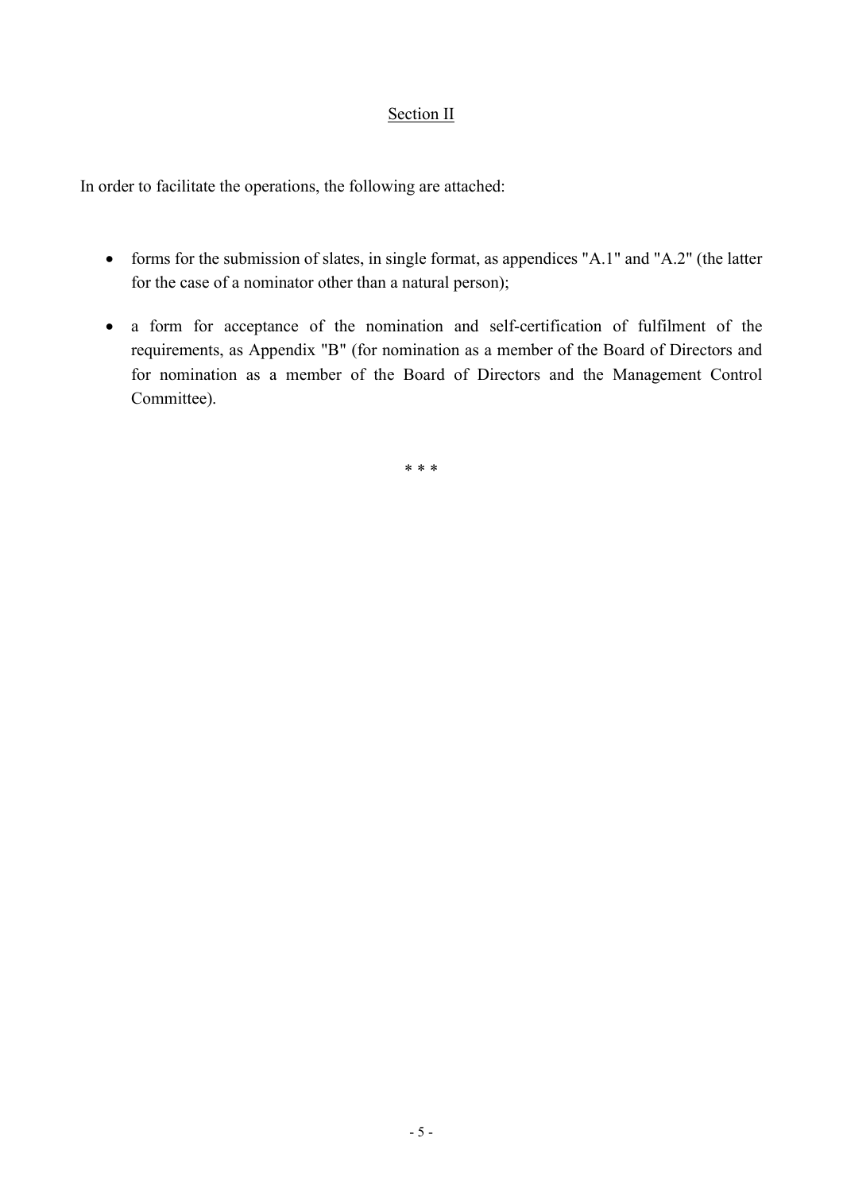## Section II

In order to facilitate the operations, the following are attached:

- forms for the submission of slates, in single format, as appendices "A.1" and "A.2" (the latter for the case of a nominator other than a natural person);
- a form for acceptance of the nomination and self-certification of fulfilment of the requirements, as Appendix "B" (for nomination as a member of the Board of Directors and for nomination as a member of the Board of Directors and the Management Control Committee).

\* \* \*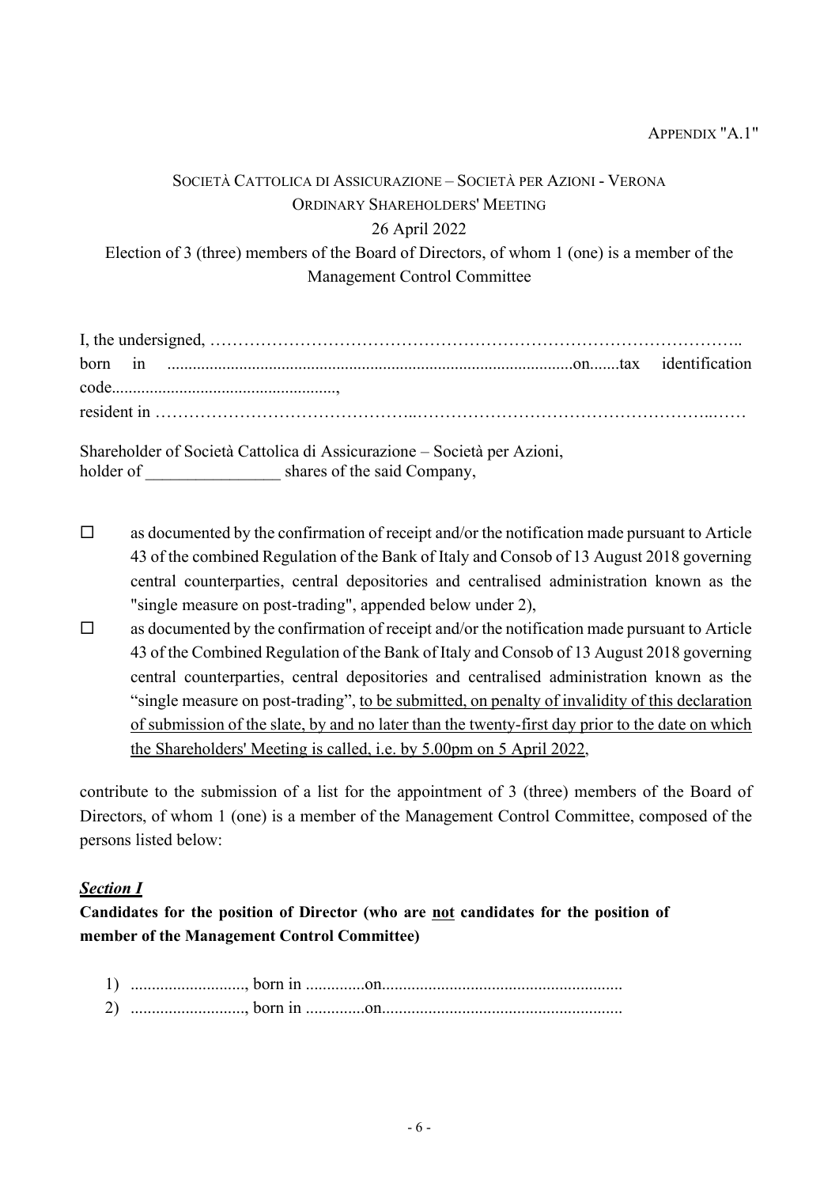APPENDIX "A.1"

SOCIETÀ CATTOLICA DI ASSICURAZIONE – SOCIETÀ PER AZIONI - VERONA
ORDINARY SHAREHOLDERS' MEETING
26 April 2022
Election of 3 (three) members of the Board of Directors, of whom 1 (one) is a member of the Management Control Committee

I, the undersigned, …………………………………………………………………………………..
born in ..............................................................................................on.......tax identification code.....................................................,
resident in ……………………………………..………………………………………………..……

Shareholder of Società Cattolica di Assicurazione – Società per Azioni,
holder of ________________ shares of the said Company,

- ☐ as documented by the confirmation of receipt and/or the notification made pursuant to Article 43 of the combined Regulation of the Bank of Italy and Consob of 13 August 2018 governing central counterparties, central depositories and centralised administration known as the "single measure on post-trading", appended below under 2),
- ☐ as documented by the confirmation of receipt and/or the notification made pursuant to Article 43 of the Combined Regulation of the Bank of Italy and Consob of 13 August 2018 governing central counterparties, central depositories and centralised administration known as the "single measure on post-trading", <u>to be submitted, on penalty of invalidity of this declaration of submission of the slate, by and no later than the twenty-first day prior to the date on which the Shareholders' Meeting is called, i.e. by 5.00pm on 5 April 2022</u>,

contribute to the submission of a list for the appointment of 3 (three) members of the Board of Directors, of whom 1 (one) is a member of the Management Control Committee, composed of the persons listed below:

***<u>Section I</u>***

**Candidates for the position of Director (who are <u>not</u> candidates for the position of member of the Management Control Committee)**

1) .........................., born in .............on........................................................
2) .........................., born in .............on........................................................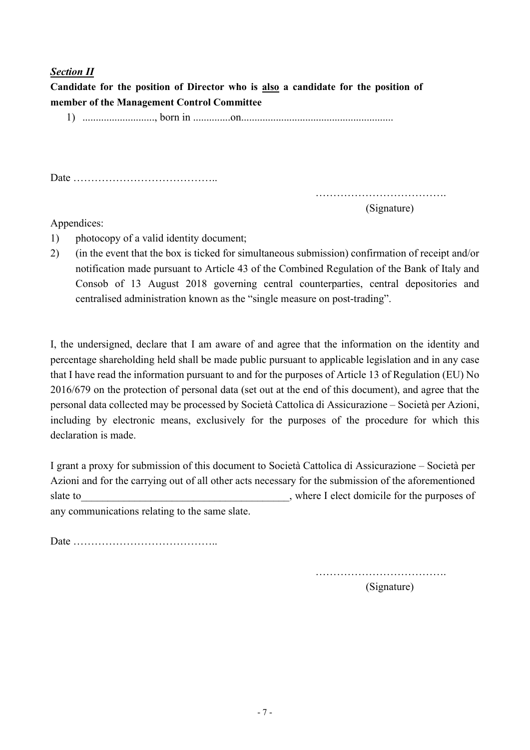***Section II***

**Candidate for the position of Director who is <u>also</u> a candidate for the position of member of the Management Control Committee**

1) ..........................., born in ..............on.........................................................

Date …………………………………..

……………………………….
(Signature)

Appendices:

1) photocopy of a valid identity document;
2) (in the event that the box is ticked for simultaneous submission) confirmation of receipt and/or notification made pursuant to Article 43 of the Combined Regulation of the Bank of Italy and Consob of 13 August 2018 governing central counterparties, central depositories and centralised administration known as the "single measure on post-trading".

I, the undersigned, declare that I am aware of and agree that the information on the identity and percentage shareholding held shall be made public pursuant to applicable legislation and in any case that I have read the information pursuant to and for the purposes of Article 13 of Regulation (EU) No 2016/679 on the protection of personal data (set out at the end of this document), and agree that the personal data collected may be processed by Società Cattolica di Assicurazione – Società per Azioni, including by electronic means, exclusively for the purposes of the procedure for which this declaration is made.

I grant a proxy for submission of this document to Società Cattolica di Assicurazione – Società per Azioni and for the carrying out of all other acts necessary for the submission of the aforementioned slate to______________________________________, where I elect domicile for the purposes of any communications relating to the same slate.

Date …………………………………..

……………………………….
(Signature)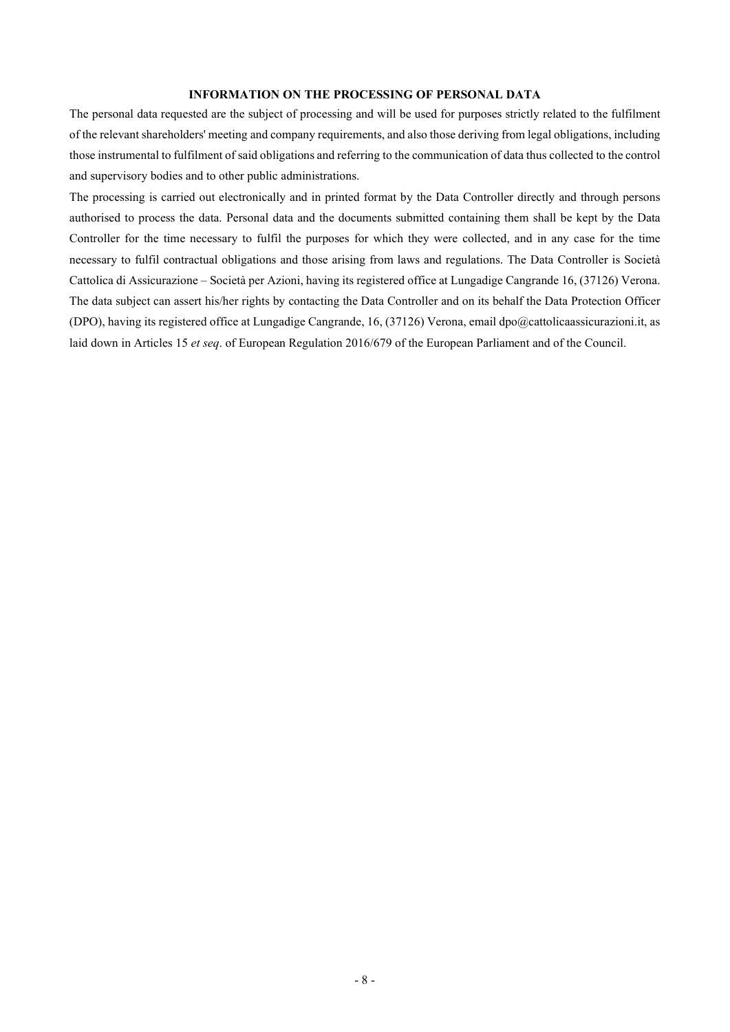**INFORMATION ON THE PROCESSING OF PERSONAL DATA**

The personal data requested are the subject of processing and will be used for purposes strictly related to the fulfilment of the relevant shareholders' meeting and company requirements, and also those deriving from legal obligations, including those instrumental to fulfilment of said obligations and referring to the communication of data thus collected to the control and supervisory bodies and to other public administrations.

The processing is carried out electronically and in printed format by the Data Controller directly and through persons authorised to process the data. Personal data and the documents submitted containing them shall be kept by the Data Controller for the time necessary to fulfil the purposes for which they were collected, and in any case for the time necessary to fulfil contractual obligations and those arising from laws and regulations. The Data Controller is Società Cattolica di Assicurazione – Società per Azioni, having its registered office at Lungadige Cangrande 16, (37126) Verona. The data subject can assert his/her rights by contacting the Data Controller and on its behalf the Data Protection Officer (DPO), having its registered office at Lungadige Cangrande, 16, (37126) Verona, email dpo@cattolicaassicurazioni.it, as laid down in Articles 15 *et seq*. of European Regulation 2016/679 of the European Parliament and of the Council.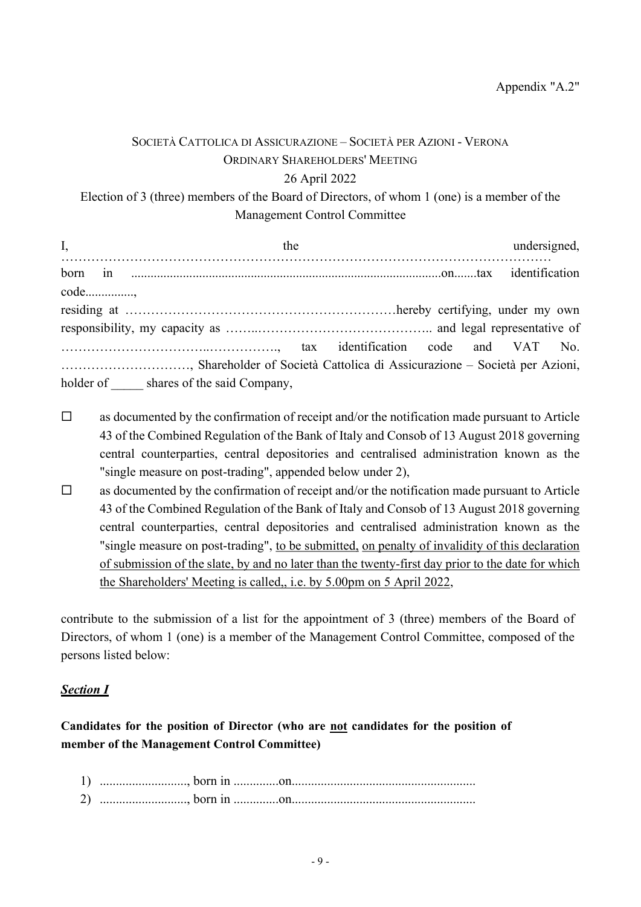Appendix "A.2"

SOCIETÀ CATTOLICA DI ASSICURAZIONE – SOCIETÀ PER AZIONI - VERONA

ORDINARY SHAREHOLDERS' MEETING

26 April 2022

Election of 3 (three) members of the Board of Directors, of whom 1 (one) is a member of the Management Control Committee

I, the undersigned, ………………………………………………………………………………………………… born in ...............................................................................................on.......tax identification code..............., residing at ………………………………………………………hereby certifying, under my own responsibility, my capacity as ……..………………………………….. and legal representative of ……………………………..……………., tax identification code and VAT No. …………………………, Shareholder of Società Cattolica di Assicurazione – Società per Azioni, holder of _____ shares of the said Company,

- ☐ as documented by the confirmation of receipt and/or the notification made pursuant to Article 43 of the Combined Regulation of the Bank of Italy and Consob of 13 August 2018 governing central counterparties, central depositories and centralised administration known as the "single measure on post-trading", appended below under 2),
- ☐ as documented by the confirmation of receipt and/or the notification made pursuant to Article 43 of the Combined Regulation of the Bank of Italy and Consob of 13 August 2018 governing central counterparties, central depositories and centralised administration known as the "single measure on post-trading", <u>to be submitted,</u> <u>on penalty of invalidity of this declaration of submission of the slate, by and no later than the twenty-first day prior to the date for which the Shareholders' Meeting is called,, i.e. by 5.00pm on 5 April 2022</u>,

contribute to the submission of a list for the appointment of 3 (three) members of the Board of Directors, of whom 1 (one) is a member of the Management Control Committee, composed of the persons listed below:

***<u>Section I</u>***

**Candidates for the position of Director (who are <u>not</u> candidates for the position of member of the Management Control Committee)**

1) ..........................., born in ..............on.........................................................
2) ..........................., born in ..............on.........................................................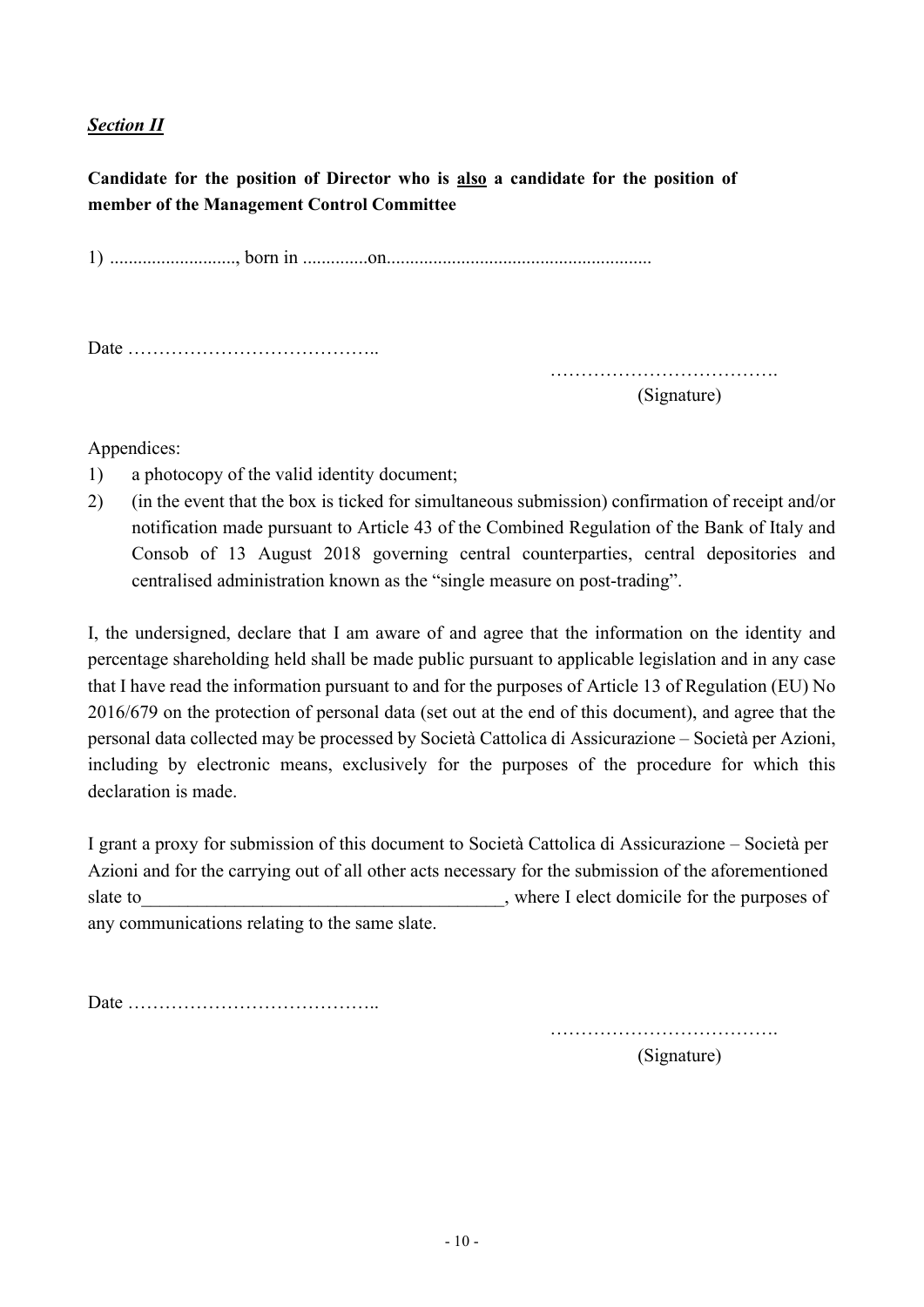***Section II***

**Candidate for the position of Director who is <u>also</u> a candidate for the position of member of the Management Control Committee**

1) .........................., born in .............on.......................................................

Date …………………………………..

……………………………….
(Signature)

Appendices:

1) a photocopy of the valid identity document;
2) (in the event that the box is ticked for simultaneous submission) confirmation of receipt and/or notification made pursuant to Article 43 of the Combined Regulation of the Bank of Italy and Consob of 13 August 2018 governing central counterparties, central depositories and centralised administration known as the "single measure on post-trading".

I, the undersigned, declare that I am aware of and agree that the information on the identity and percentage shareholding held shall be made public pursuant to applicable legislation and in any case that I have read the information pursuant to and for the purposes of Article 13 of Regulation (EU) No 2016/679 on the protection of personal data (set out at the end of this document), and agree that the personal data collected may be processed by Società Cattolica di Assicurazione – Società per Azioni, including by electronic means, exclusively for the purposes of the procedure for which this declaration is made.

I grant a proxy for submission of this document to Società Cattolica di Assicurazione – Società per Azioni and for the carrying out of all other acts necessary for the submission of the aforementioned slate to______________________________________, where I elect domicile for the purposes of any communications relating to the same slate.

Date …………………………………..

……………………………….
(Signature)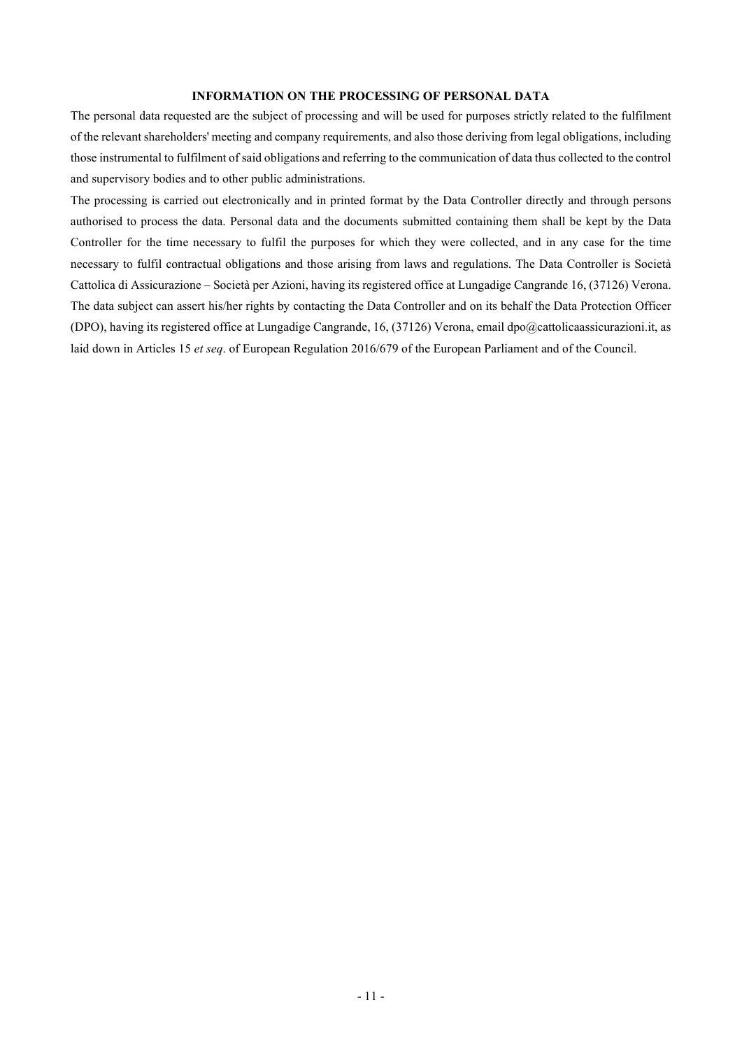## INFORMATION ON THE PROCESSING OF PERSONAL DATA

The personal data requested are the subject of processing and will be used for purposes strictly related to the fulfilment of the relevant shareholders' meeting and company requirements, and also those deriving from legal obligations, including those instrumental to fulfilment of said obligations and referring to the communication of data thus collected to the control and supervisory bodies and to other public administrations.

The processing is carried out electronically and in printed format by the Data Controller directly and through persons authorised to process the data. Personal data and the documents submitted containing them shall be kept by the Data Controller for the time necessary to fulfil the purposes for which they were collected, and in any case for the time necessary to fulfil contractual obligations and those arising from laws and regulations. The Data Controller is Società Cattolica di Assicurazione – Società per Azioni, having its registered office at Lungadige Cangrande 16, (37126) Verona. The data subject can assert his/her rights by contacting the Data Controller and on its behalf the Data Protection Officer (DPO), having its registered office at Lungadige Cangrande, 16, (37126) Verona, email dpo@cattolicaassicurazioni.it, as laid down in Articles 15 *et seq*. of European Regulation 2016/679 of the European Parliament and of the Council.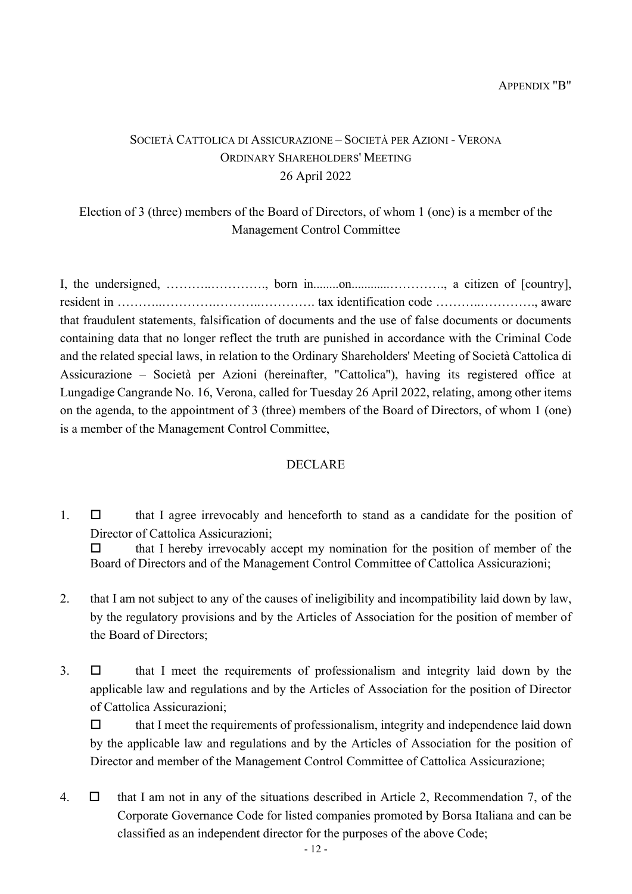APPENDIX "B"

SOCIETÀ CATTOLICA DI ASSICURAZIONE – SOCIETÀ PER AZIONI - VERONA
ORDINARY SHAREHOLDERS' MEETING
26 April 2022

Election of 3 (three) members of the Board of Directors, of whom 1 (one) is a member of the Management Control Committee

I, the undersigned, ………..…………., born in........on............…………., a citizen of [country], resident in ………..…………..………..…………. tax identification code ………..…………., aware that fraudulent statements, falsification of documents and the use of false documents or documents containing data that no longer reflect the truth are punished in accordance with the Criminal Code and the related special laws, in relation to the Ordinary Shareholders' Meeting of Società Cattolica di Assicurazione – Società per Azioni (hereinafter, "Cattolica"), having its registered office at Lungadige Cangrande No. 16, Verona, called for Tuesday 26 April 2022, relating, among other items on the agenda, to the appointment of 3 (three) members of the Board of Directors, of whom 1 (one) is a member of the Management Control Committee,

DECLARE

1. ☐ that I agree irrevocably and henceforth to stand as a candidate for the position of Director of Cattolica Assicurazioni;
   ☐ that I hereby irrevocably accept my nomination for the position of member of the Board of Directors and of the Management Control Committee of Cattolica Assicurazioni;

2. that I am not subject to any of the causes of ineligibility and incompatibility laid down by law, by the regulatory provisions and by the Articles of Association for the position of member of the Board of Directors;

3. ☐ that I meet the requirements of professionalism and integrity laid down by the applicable law and regulations and by the Articles of Association for the position of Director of Cattolica Assicurazioni;
   ☐ that I meet the requirements of professionalism, integrity and independence laid down by the applicable law and regulations and by the Articles of Association for the position of Director and member of the Management Control Committee of Cattolica Assicurazione;

4. ☐ that I am not in any of the situations described in Article 2, Recommendation 7, of the Corporate Governance Code for listed companies promoted by Borsa Italiana and can be classified as an independent director for the purposes of the above Code;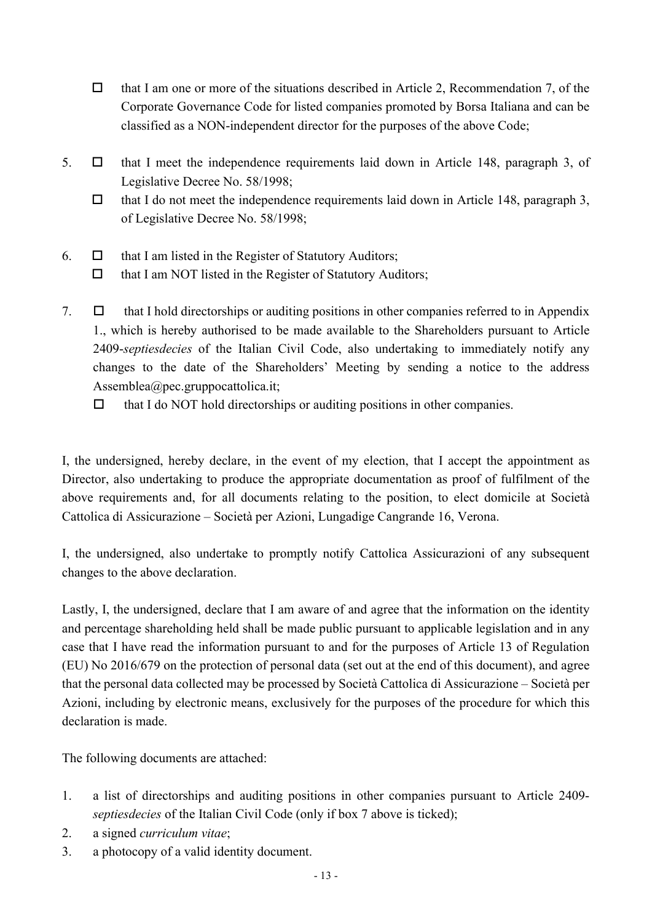- ☐ that I am one or more of the situations described in Article 2, Recommendation 7, of the Corporate Governance Code for listed companies promoted by Borsa Italiana and can be classified as a NON-independent director for the purposes of the above Code;

5. ☐ that I meet the independence requirements laid down in Article 148, paragraph 3, of Legislative Decree No. 58/1998;
   ☐ that I do not meet the independence requirements laid down in Article 148, paragraph 3, of Legislative Decree No. 58/1998;

6. ☐ that I am listed in the Register of Statutory Auditors;
   ☐ that I am NOT listed in the Register of Statutory Auditors;

7. ☐ that I hold directorships or auditing positions in other companies referred to in Appendix 1., which is hereby authorised to be made available to the Shareholders pursuant to Article 2409-*septiesdecies* of the Italian Civil Code, also undertaking to immediately notify any changes to the date of the Shareholders' Meeting by sending a notice to the address Assemblea@pec.gruppocattolica.it;
   ☐ that I do NOT hold directorships or auditing positions in other companies.

I, the undersigned, hereby declare, in the event of my election, that I accept the appointment as Director, also undertaking to produce the appropriate documentation as proof of fulfilment of the above requirements and, for all documents relating to the position, to elect domicile at Società Cattolica di Assicurazione – Società per Azioni, Lungadige Cangrande 16, Verona.

I, the undersigned, also undertake to promptly notify Cattolica Assicurazioni of any subsequent changes to the above declaration.

Lastly, I, the undersigned, declare that I am aware of and agree that the information on the identity and percentage shareholding held shall be made public pursuant to applicable legislation and in any case that I have read the information pursuant to and for the purposes of Article 13 of Regulation (EU) No 2016/679 on the protection of personal data (set out at the end of this document), and agree that the personal data collected may be processed by Società Cattolica di Assicurazione – Società per Azioni, including by electronic means, exclusively for the purposes of the procedure for which this declaration is made.

The following documents are attached:

1. a list of directorships and auditing positions in other companies pursuant to Article 2409-*septiesdecies* of the Italian Civil Code (only if box 7 above is ticked);
2. a signed *curriculum vitae*;
3. a photocopy of a valid identity document.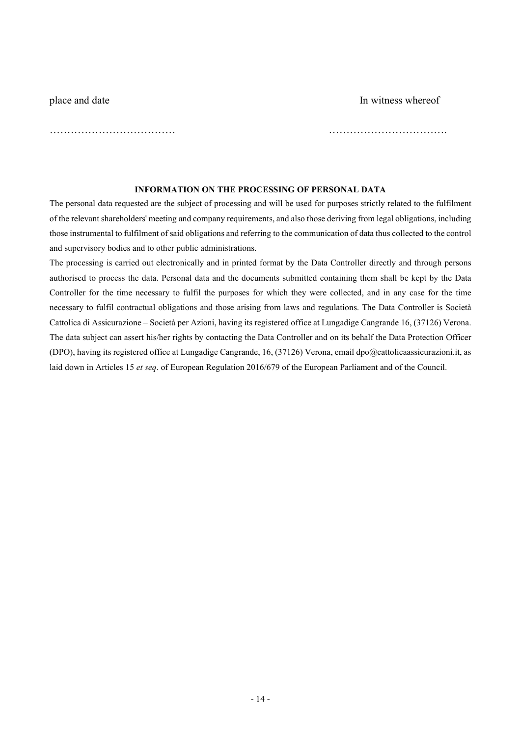place and date In witness whereof

……………………………… …………………………….

**INFORMATION ON THE PROCESSING OF PERSONAL DATA**

The personal data requested are the subject of processing and will be used for purposes strictly related to the fulfilment of the relevant shareholders' meeting and company requirements, and also those deriving from legal obligations, including those instrumental to fulfilment of said obligations and referring to the communication of data thus collected to the control and supervisory bodies and to other public administrations.

The processing is carried out electronically and in printed format by the Data Controller directly and through persons authorised to process the data. Personal data and the documents submitted containing them shall be kept by the Data Controller for the time necessary to fulfil the purposes for which they were collected, and in any case for the time necessary to fulfil contractual obligations and those arising from laws and regulations. The Data Controller is Società Cattolica di Assicurazione – Società per Azioni, having its registered office at Lungadige Cangrande 16, (37126) Verona. The data subject can assert his/her rights by contacting the Data Controller and on its behalf the Data Protection Officer (DPO), having its registered office at Lungadige Cangrande, 16, (37126) Verona, email dpo@cattolicaassicurazioni.it, as laid down in Articles 15 *et seq*. of European Regulation 2016/679 of the European Parliament and of the Council.